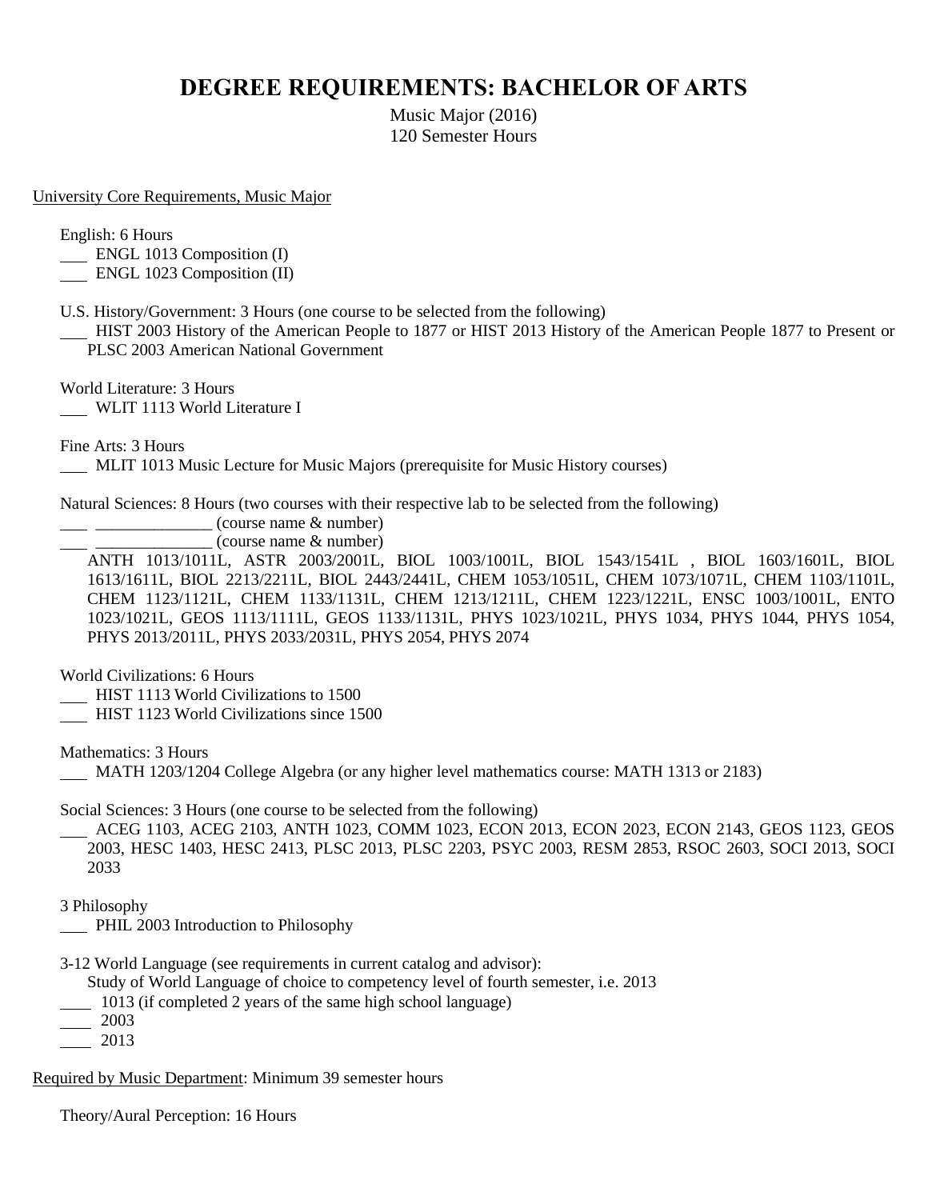# DEGREE REQUIREMENTS: BACHELOR OF ARTS

Music Major (2016)
120 Semester Hours

University Core Requirements, Music Major

English: 6 Hours

___ ENGL 1013 Composition (I)
___ ENGL 1023 Composition (II)

U.S. History/Government: 3 Hours (one course to be selected from the following)

___ HIST 2003 History of the American People to 1877 or HIST 2013 History of the American People 1877 to Present or PLSC 2003 American National Government

World Literature: 3 Hours

___ WLIT 1113 World Literature I

Fine Arts: 3 Hours

___ MLIT 1013 Music Lecture for Music Majors (prerequisite for Music History courses)

Natural Sciences: 8 Hours (two courses with their respective lab to be selected from the following)

___ ______________ (course name & number)
___ ______________ (course name & number)

ANTH 1013/1011L, ASTR 2003/2001L, BIOL 1003/1001L, BIOL 1543/1541L , BIOL 1603/1601L, BIOL 1613/1611L, BIOL 2213/2211L, BIOL 2443/2441L, CHEM 1053/1051L, CHEM 1073/1071L, CHEM 1103/1101L, CHEM 1123/1121L, CHEM 1133/1131L, CHEM 1213/1211L, CHEM 1223/1221L, ENSC 1003/1001L, ENTO 1023/1021L, GEOS 1113/1111L, GEOS 1133/1131L, PHYS 1023/1021L, PHYS 1034, PHYS 1044, PHYS 1054, PHYS 2013/2011L, PHYS 2033/2031L, PHYS 2054, PHYS 2074

World Civilizations: 6 Hours

___ HIST 1113 World Civilizations to 1500
___ HIST 1123 World Civilizations since 1500

Mathematics: 3 Hours

___ MATH 1203/1204 College Algebra (or any higher level mathematics course: MATH 1313 or 2183)

Social Sciences: 3 Hours (one course to be selected from the following)

___ ACEG 1103, ACEG 2103, ANTH 1023, COMM 1023, ECON 2013, ECON 2023, ECON 2143, GEOS 1123, GEOS 2003, HESC 1403, HESC 2413, PLSC 2013, PLSC 2203, PSYC 2003, RESM 2853, RSOC 2603, SOCI 2013, SOCI 2033

3 Philosophy

___ PHIL 2003 Introduction to Philosophy

3-12 World Language (see requirements in current catalog and advisor):

Study of World Language of choice to competency level of fourth semester, i.e. 2013

____ 1013 (if completed 2 years of the same high school language)
____ 2003
____ 2013

Required by Music Department: Minimum 39 semester hours

Theory/Aural Perception: 16 Hours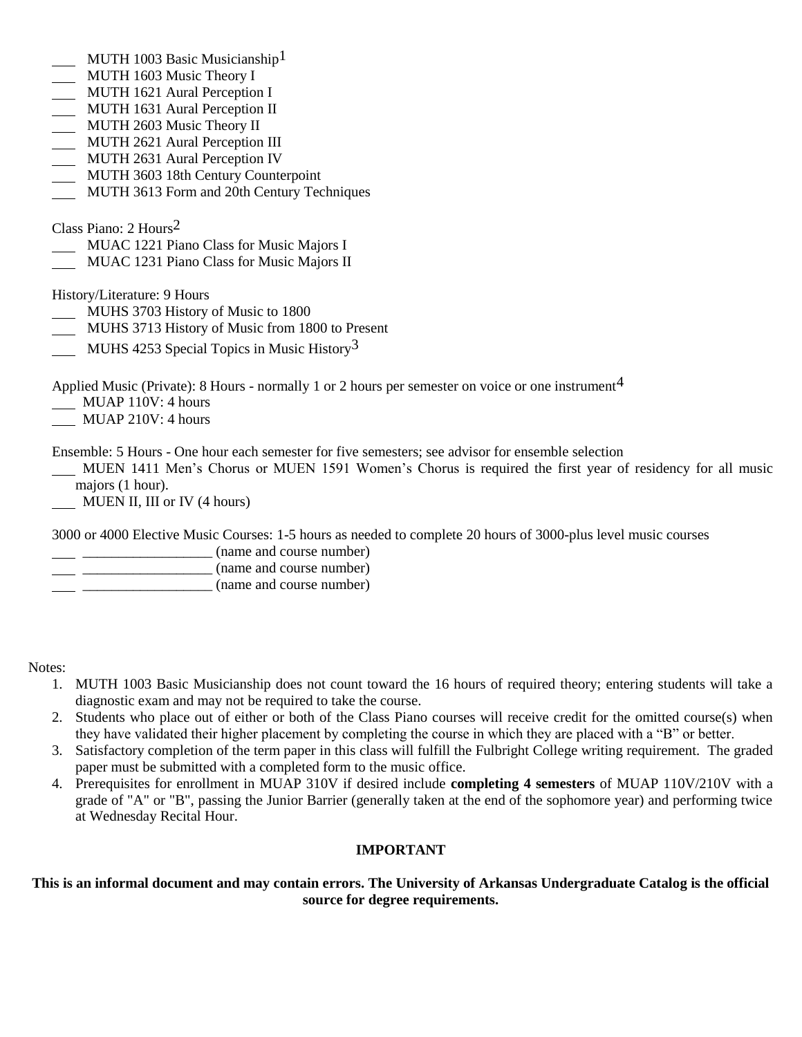___ MUTH 1003 Basic Musicianship[1]
___ MUTH 1603 Music Theory I
___ MUTH 1621 Aural Perception I
___ MUTH 1631 Aural Perception II
___ MUTH 2603 Music Theory II
___ MUTH 2621 Aural Perception III
___ MUTH 2631 Aural Perception IV
___ MUTH 3603 18th Century Counterpoint
___ MUTH 3613 Form and 20th Century Techniques

Class Piano: 2 Hours[2]
___ MUAC 1221 Piano Class for Music Majors I
___ MUAC 1231 Piano Class for Music Majors II

History/Literature: 9 Hours
___ MUHS 3703 History of Music to 1800
___ MUHS 3713 History of Music from 1800 to Present
___ MUHS 4253 Special Topics in Music History[3]

Applied Music (Private): 8 Hours - normally 1 or 2 hours per semester on voice or one instrument[4]
___ MUAP 110V: 4 hours
___ MUAP 210V: 4 hours

Ensemble: 5 Hours - One hour each semester for five semesters; see advisor for ensemble selection
___ MUEN 1411 Men's Chorus or MUEN 1591 Women's Chorus is required the first year of residency for all music majors (1 hour).
___ MUEN II, III or IV (4 hours)

3000 or 4000 Elective Music Courses: 1-5 hours as needed to complete 20 hours of 3000-plus level music courses
___ __________________ (name and course number)
___ __________________ (name and course number)
___ __________________ (name and course number)

Notes:

1. MUTH 1003 Basic Musicianship does not count toward the 16 hours of required theory; entering students will take a diagnostic exam and may not be required to take the course.
2. Students who place out of either or both of the Class Piano courses will receive credit for the omitted course(s) when they have validated their higher placement by completing the course in which they are placed with a "B" or better.
3. Satisfactory completion of the term paper in this class will fulfill the Fulbright College writing requirement. The graded paper must be submitted with a completed form to the music office.
4. Prerequisites for enrollment in MUAP 310V if desired include **completing 4 semesters** of MUAP 110V/210V with a grade of "A" or "B", passing the Junior Barrier (generally taken at the end of the sophomore year) and performing twice at Wednesday Recital Hour.

**IMPORTANT**

**This is an informal document and may contain errors. The University of Arkansas Undergraduate Catalog is the official source for degree requirements.**